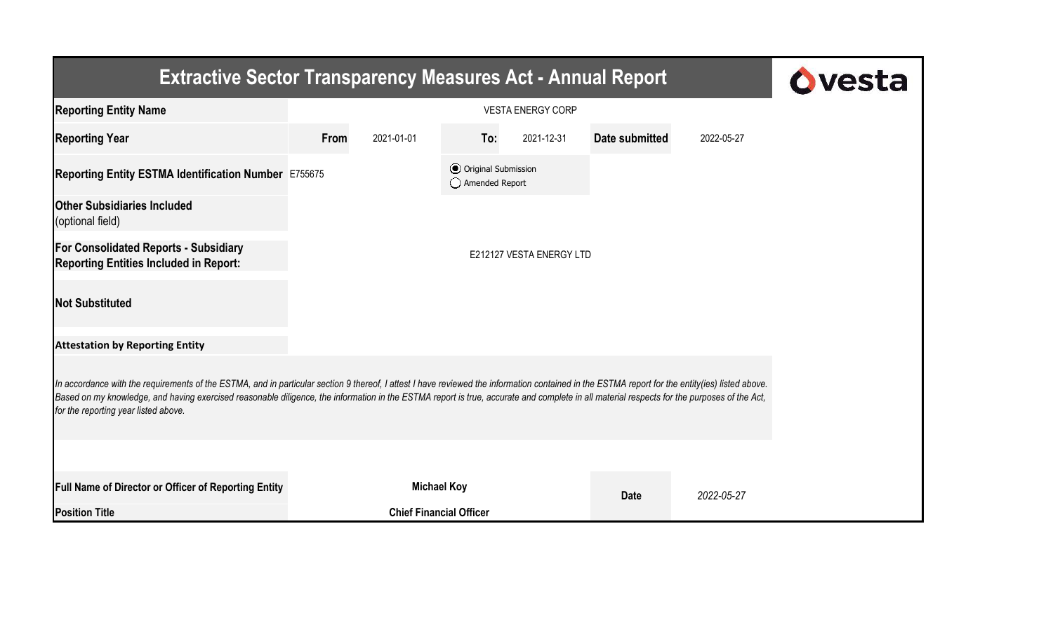# Extractive Sector Transparency Measures Act - Annual Report

vesta

| | | | | | | |
|---|---|---|---|---|---|---|
| **Reporting Entity Name** | VESTA ENERGY CORP | | | | | |
| **Reporting Year** | **From** | 2021-01-01 | **To:** | 2021-12-31 | **Date submitted** | 2022-05-27 |
| **Reporting Entity ESTMA Identification Number** | E755675 | | ◉ Original Submission ◯ Amended Report | | | |
| **Other Subsidiaries Included** (optional field) | | | | | | |
| **For Consolidated Reports - Subsidiary Reporting Entities Included in Report:** | E212127 VESTA ENERGY LTD | | | | | |
| **Not Substituted** | | | | | | |

**Attestation by Reporting Entity**

*In accordance with the requirements of the ESTMA, and in particular section 9 thereof, I attest I have reviewed the information contained in the ESTMA report for the entity(ies) listed above. Based on my knowledge, and having exercised reasonable diligence, the information in the ESTMA report is true, accurate and complete in all material respects for the purposes of the Act, for the reporting year listed above.*

| | | | |
|---|---|---|---|
| **Full Name of Director or Officer of Reporting Entity** | **Michael Koy** | **Date** | *2022-05-27* |
| **Position Title** | **Chief Financial Officer** | | |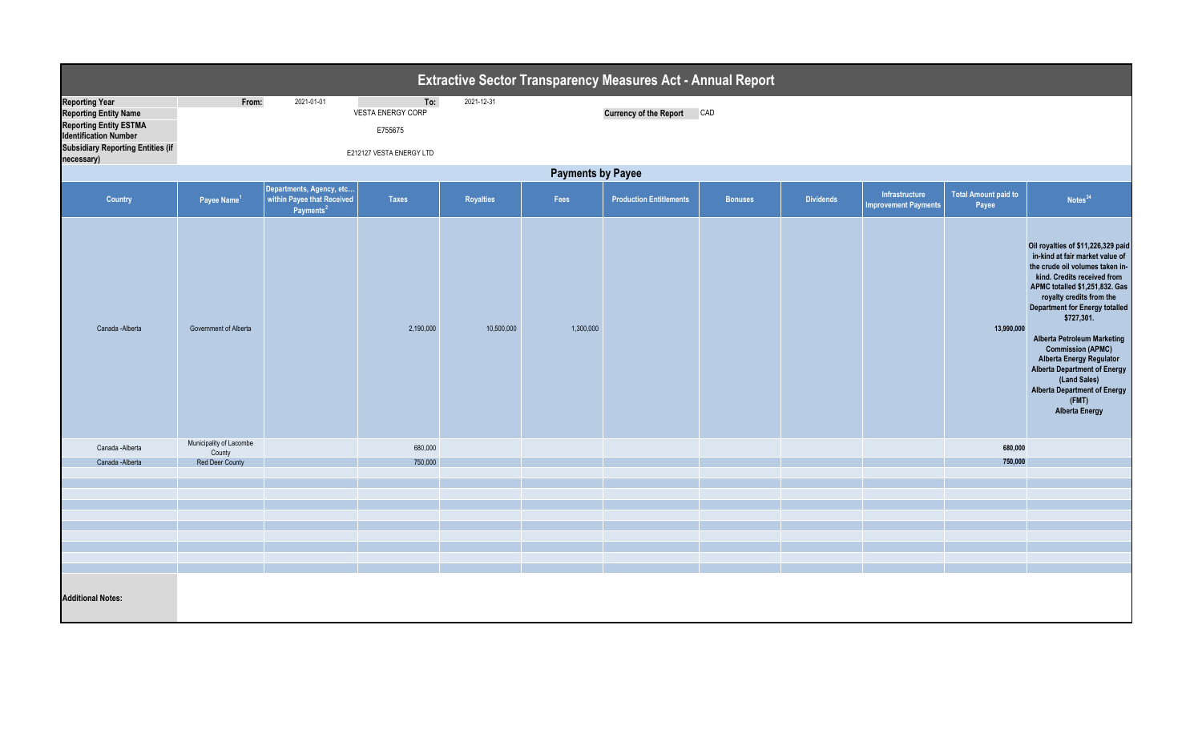# Extractive Sector Transparency Measures Act - Annual Report

| | | | | | |
|---|---|---|---|---|---|
| **Reporting Year** | From: | 2021-01-01 | To: | 2021-12-31 | |
| **Reporting Entity Name** | | VESTA ENERGY CORP | | **Currency of the Report** | CAD |
| **Reporting Entity ESTMA Identification Number** | | E755675 | | | |
| **Subsidiary Reporting Entities (if necessary)** | | E212127 VESTA ENERGY LTD | | | |

## Payments by Payee

| Country | Payee Name[1] | Departments, Agency, etc... within Payee that Received Payments[2] | Taxes | Royalties | Fees | Production Entitlements | Bonuses | Dividends | Infrastructure Improvement Payments | Total Amount paid to Payee | Notes[34] |
|---|---|---|---|---|---|---|---|---|---|---|---|
| Canada -Alberta | Government of Alberta | | 2,190,000 | 10,500,000 | 1,300,000 | | | | | 13,990,000 | Oil royalties of $11,226,329 paid in-kind at fair market value of the crude oil volumes taken in-kind. Credits received from APMC totalled $1,251,832. Gas royalty credits from the Department for Energy totalled $727,301. Alberta Petroleum Marketing Commission (APMC) Alberta Energy Regulator Alberta Department of Energy (Land Sales) Alberta Department of Energy (FMT) Alberta Energy |
| Canada -Alberta | Municipality of Lacombe County | | 680,000 | | | | | | | 680,000 | |
| Canada -Alberta | Red Deer County | | 750,000 | | | | | | | 750,000 | |

**Additional Notes:**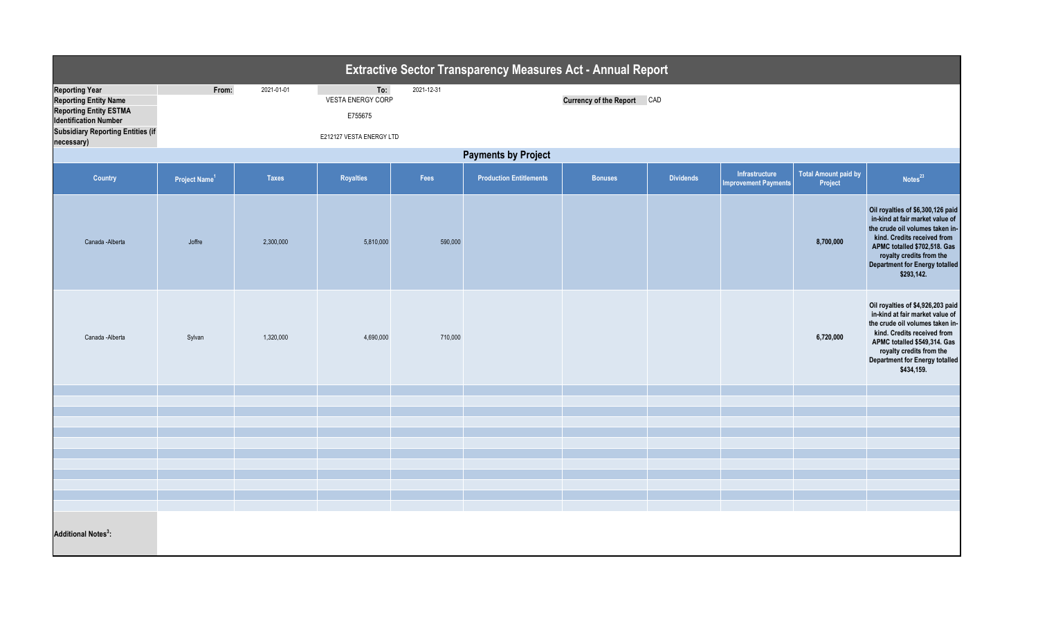# Extractive Sector Transparency Measures Act - Annual Report

| | | | | | |
|---|---|---|---|---|---|
| **Reporting Year** | From: | 2021-01-01 | To: | 2021-12-31 | |
| **Reporting Entity Name** | | VESTA ENERGY CORP | | **Currency of the Report** | CAD |
| **Reporting Entity ESTMA Identification Number** | | E755675 | | | |
| **Subsidiary Reporting Entities (if necessary)** | | E212127 VESTA ENERGY LTD | | | |

## Payments by Project

| Country | Project Name[1] | Taxes | Royalties | Fees | Production Entitlements | Bonuses | Dividends | Infrastructure Improvement Payments | Total Amount paid by Project | Notes[23] |
|---|---|---|---|---|---|---|---|---|---|---|
| Canada -Alberta | Joffre | 2,300,000 | 5,810,000 | 590,000 | | | | | **8,700,000** | **Oil royalties of $6,300,126 paid in-kind at fair market value of the crude oil volumes taken in-kind. Credits received from APMC totalled $702,518. Gas royalty credits from the Department for Energy totalled $293,142.** |
| Canada -Alberta | Sylvan | 1,320,000 | 4,690,000 | 710,000 | | | | | **6,720,000** | **Oil royalties of $4,926,203 paid in-kind at fair market value of the crude oil volumes taken in-kind. Credits received from APMC totalled $549,314. Gas royalty credits from the Department for Energy totalled $434,159.** |

**Additional Notes[3]:**